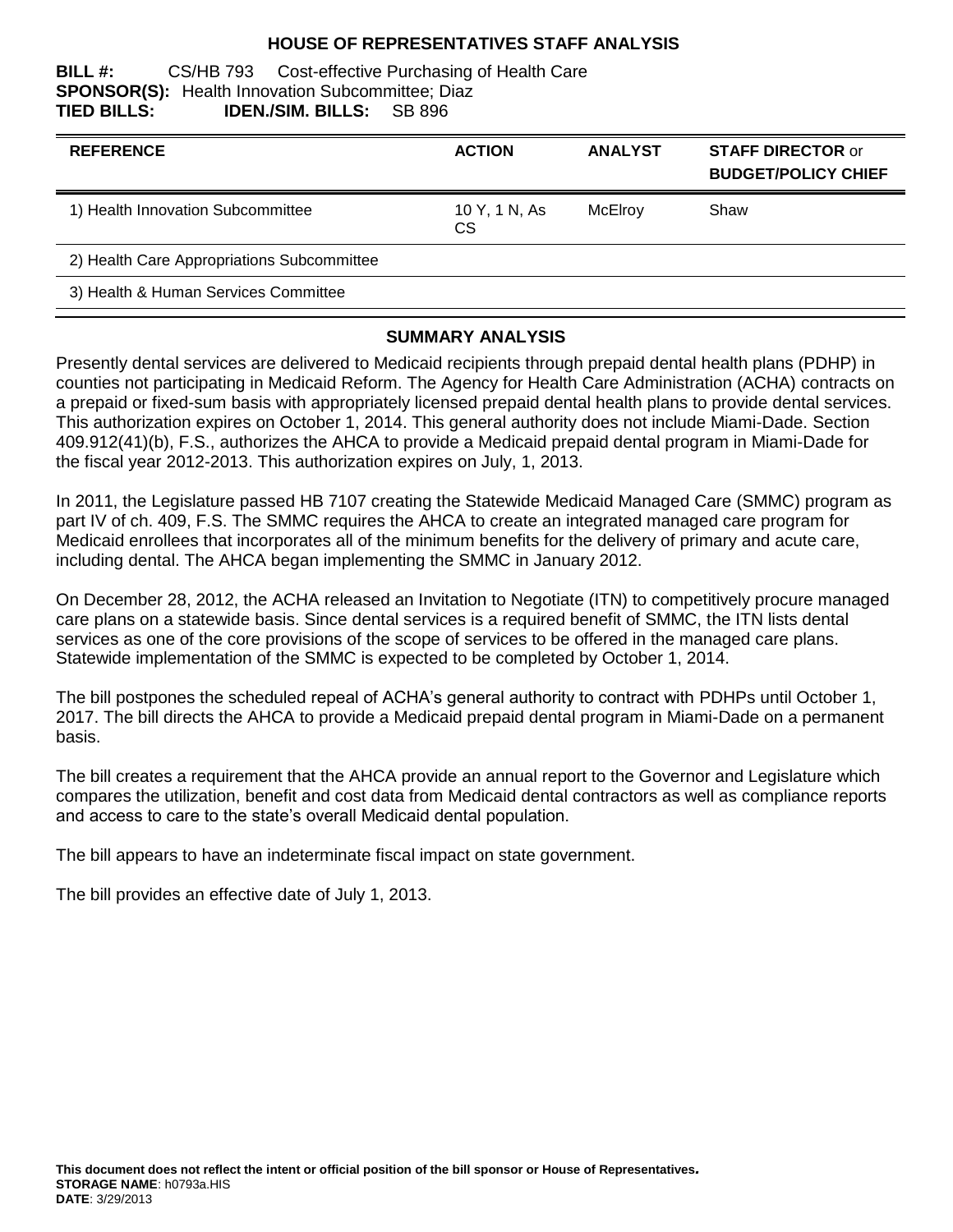# HOUSE OF REPRESENTATIVES STAFF ANALYSIS

**BILL #:** CS/HB 793 Cost-effective Purchasing of Health Care
**SPONSOR(S):** Health Innovation Subcommittee; Diaz
**TIED BILLS:** **IDEN./SIM. BILLS:** SB 896

| REFERENCE | ACTION | ANALYST | STAFF DIRECTOR or BUDGET/POLICY CHIEF |
|---|---|---|---|
| 1) Health Innovation Subcommittee | 10 Y, 1 N, As CS | McElroy | Shaw |
| 2) Health Care Appropriations Subcommittee | | | |
| 3) Health & Human Services Committee | | | |

## SUMMARY ANALYSIS

Presently dental services are delivered to Medicaid recipients through prepaid dental health plans (PDHP) in counties not participating in Medicaid Reform. The Agency for Health Care Administration (ACHA) contracts on a prepaid or fixed-sum basis with appropriately licensed prepaid dental health plans to provide dental services. This authorization expires on October 1, 2014. This general authority does not include Miami-Dade. Section 409.912(41)(b), F.S., authorizes the AHCA to provide a Medicaid prepaid dental program in Miami-Dade for the fiscal year 2012-2013. This authorization expires on July, 1, 2013.

In 2011, the Legislature passed HB 7107 creating the Statewide Medicaid Managed Care (SMMC) program as part IV of ch. 409, F.S. The SMMC requires the AHCA to create an integrated managed care program for Medicaid enrollees that incorporates all of the minimum benefits for the delivery of primary and acute care, including dental. The AHCA began implementing the SMMC in January 2012.

On December 28, 2012, the ACHA released an Invitation to Negotiate (ITN) to competitively procure managed care plans on a statewide basis. Since dental services is a required benefit of SMMC, the ITN lists dental services as one of the core provisions of the scope of services to be offered in the managed care plans. Statewide implementation of the SMMC is expected to be completed by October 1, 2014.

The bill postpones the scheduled repeal of ACHA's general authority to contract with PDHPs until October 1, 2017. The bill directs the AHCA to provide a Medicaid prepaid dental program in Miami-Dade on a permanent basis.

The bill creates a requirement that the AHCA provide an annual report to the Governor and Legislature which compares the utilization, benefit and cost data from Medicaid dental contractors as well as compliance reports and access to care to the state's overall Medicaid dental population.

The bill appears to have an indeterminate fiscal impact on state government.

The bill provides an effective date of July 1, 2013.

**This document does not reflect the intent or official position of the bill sponsor or House of Representatives.**
**STORAGE NAME**: h0793a.HIS
**DATE**: 3/29/2013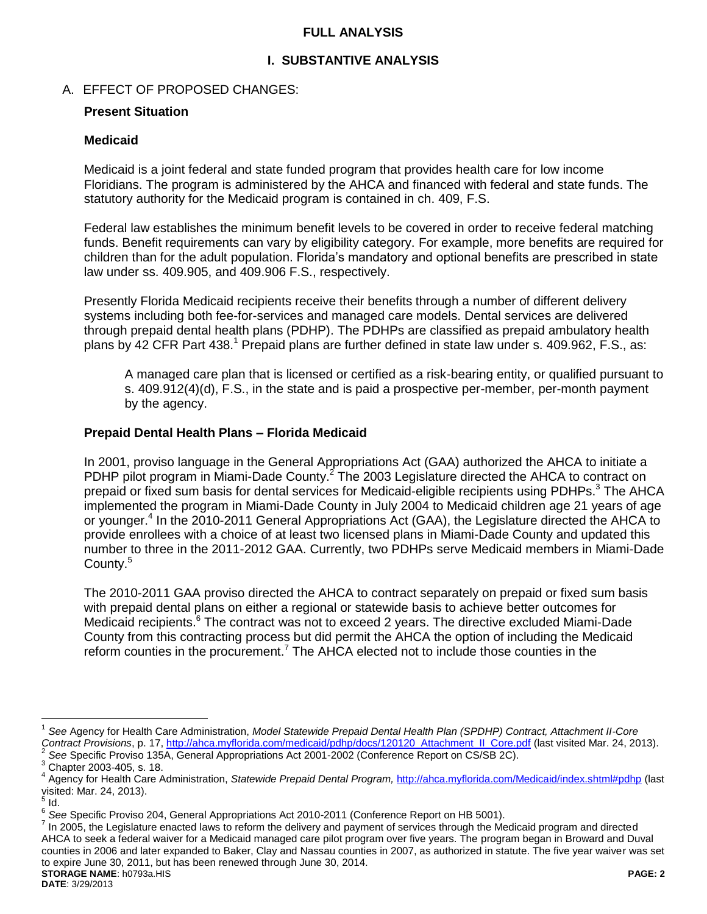## FULL ANALYSIS

## I. SUBSTANTIVE ANALYSIS

A. EFFECT OF PROPOSED CHANGES:

**Present Situation**

**Medicaid**

Medicaid is a joint federal and state funded program that provides health care for low income Floridians. The program is administered by the AHCA and financed with federal and state funds. The statutory authority for the Medicaid program is contained in ch. 409, F.S.

Federal law establishes the minimum benefit levels to be covered in order to receive federal matching funds. Benefit requirements can vary by eligibility category. For example, more benefits are required for children than for the adult population. Florida's mandatory and optional benefits are prescribed in state law under ss. 409.905, and 409.906 F.S., respectively.

Presently Florida Medicaid recipients receive their benefits through a number of different delivery systems including both fee-for-services and managed care models. Dental services are delivered through prepaid dental health plans (PDHP). The PDHPs are classified as prepaid ambulatory health plans by 42 CFR Part 438.[1] Prepaid plans are further defined in state law under s. 409.962, F.S., as:

> A managed care plan that is licensed or certified as a risk-bearing entity, or qualified pursuant to s. 409.912(4)(d), F.S., in the state and is paid a prospective per-member, per-month payment by the agency.

**Prepaid Dental Health Plans – Florida Medicaid**

In 2001, proviso language in the General Appropriations Act (GAA) authorized the AHCA to initiate a PDHP pilot program in Miami-Dade County.[2] The 2003 Legislature directed the AHCA to contract on prepaid or fixed sum basis for dental services for Medicaid-eligible recipients using PDHPs.[3] The AHCA implemented the program in Miami-Dade County in July 2004 to Medicaid children age 21 years of age or younger.[4] In the 2010-2011 General Appropriations Act (GAA), the Legislature directed the AHCA to provide enrollees with a choice of at least two licensed plans in Miami-Dade County and updated this number to three in the 2011-2012 GAA. Currently, two PDHPs serve Medicaid members in Miami-Dade County.[5]

The 2010-2011 GAA proviso directed the AHCA to contract separately on prepaid or fixed sum basis with prepaid dental plans on either a regional or statewide basis to achieve better outcomes for Medicaid recipients.[6] The contract was not to exceed 2 years. The directive excluded Miami-Dade County from this contracting process but did permit the AHCA the option of including the Medicaid reform counties in the procurement.[7] The AHCA elected not to include those counties in the

---

[1] *See* Agency for Health Care Administration, *Model Statewide Prepaid Dental Health Plan (SPDHP) Contract, Attachment II-Core Contract Provisions*, p. 17, http://ahca.myflorida.com/medicaid/pdhp/docs/120120_Attachment_II_Core.pdf (last visited Mar. 24, 2013).

[2] *See* Specific Proviso 135A, General Appropriations Act 2001-2002 (Conference Report on CS/SB 2C).

[3] Chapter 2003-405, s. 18.

[4] Agency for Health Care Administration, *Statewide Prepaid Dental Program,* http://ahca.myflorida.com/Medicaid/index.shtml#pdhp (last visited: Mar. 24, 2013).

[5] Id.

[6] *See* Specific Proviso 204, General Appropriations Act 2010-2011 (Conference Report on HB 5001).

[7] In 2005, the Legislature enacted laws to reform the delivery and payment of services through the Medicaid program and directed AHCA to seek a federal waiver for a Medicaid managed care pilot program over five years. The program began in Broward and Duval counties in 2006 and later expanded to Baker, Clay and Nassau counties in 2007, as authorized in statute. The five year waiver was set to expire June 30, 2011, but has been renewed through June 30, 2014.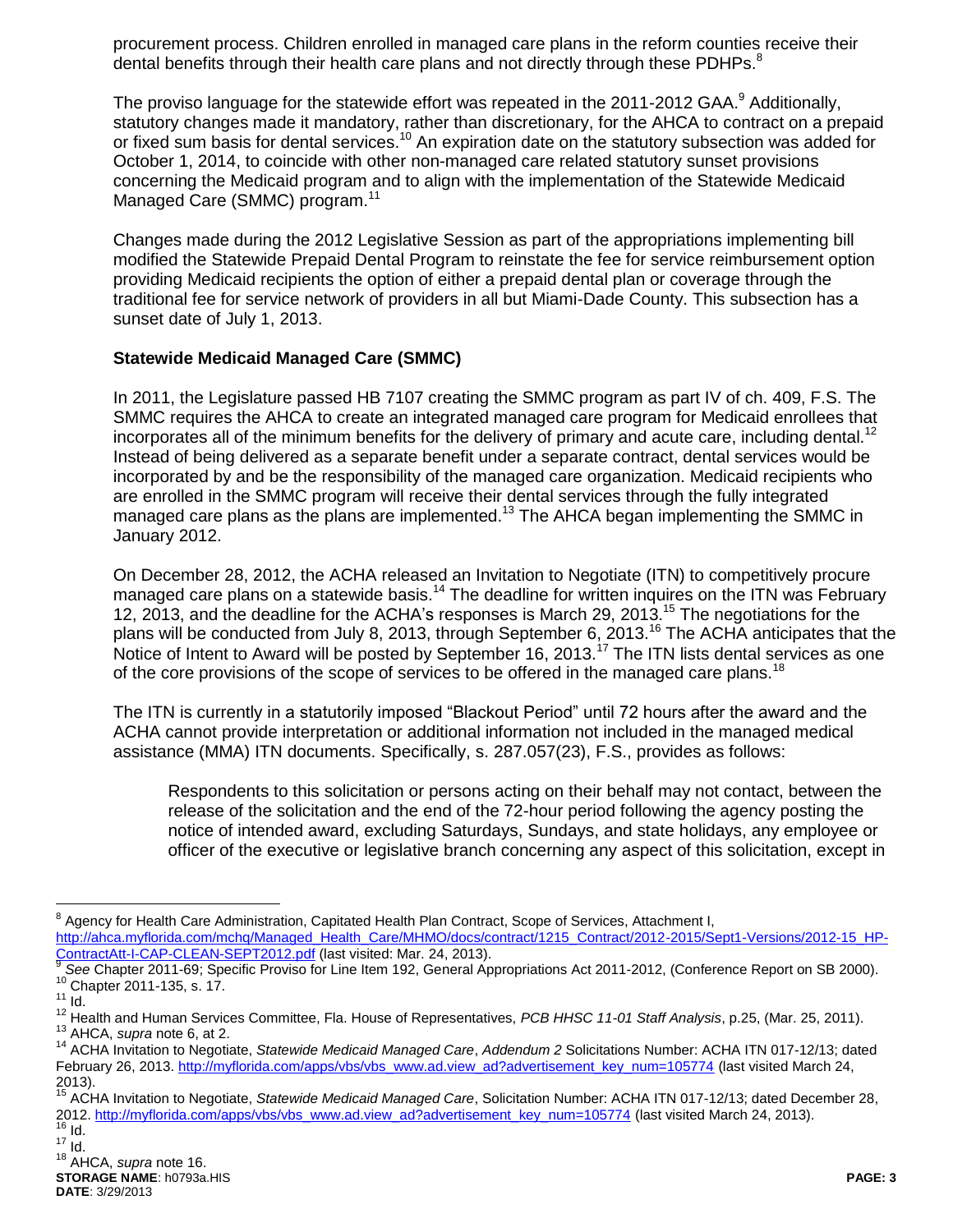procurement process. Children enrolled in managed care plans in the reform counties receive their dental benefits through their health care plans and not directly through these PDHPs.[8]

The proviso language for the statewide effort was repeated in the 2011-2012 GAA.[9] Additionally, statutory changes made it mandatory, rather than discretionary, for the AHCA to contract on a prepaid or fixed sum basis for dental services.[10] An expiration date on the statutory subsection was added for October 1, 2014, to coincide with other non-managed care related statutory sunset provisions concerning the Medicaid program and to align with the implementation of the Statewide Medicaid Managed Care (SMMC) program.[11]

Changes made during the 2012 Legislative Session as part of the appropriations implementing bill modified the Statewide Prepaid Dental Program to reinstate the fee for service reimbursement option providing Medicaid recipients the option of either a prepaid dental plan or coverage through the traditional fee for service network of providers in all but Miami-Dade County. This subsection has a sunset date of July 1, 2013.

**Statewide Medicaid Managed Care (SMMC)**

In 2011, the Legislature passed HB 7107 creating the SMMC program as part IV of ch. 409, F.S. The SMMC requires the AHCA to create an integrated managed care program for Medicaid enrollees that incorporates all of the minimum benefits for the delivery of primary and acute care, including dental.[12] Instead of being delivered as a separate benefit under a separate contract, dental services would be incorporated by and be the responsibility of the managed care organization. Medicaid recipients who are enrolled in the SMMC program will receive their dental services through the fully integrated managed care plans as the plans are implemented.[13] The AHCA began implementing the SMMC in January 2012.

On December 28, 2012, the ACHA released an Invitation to Negotiate (ITN) to competitively procure managed care plans on a statewide basis.[14] The deadline for written inquires on the ITN was February 12, 2013, and the deadline for the ACHA's responses is March 29, 2013.[15] The negotiations for the plans will be conducted from July 8, 2013, through September 6, 2013.[16] The ACHA anticipates that the Notice of Intent to Award will be posted by September 16, 2013.[17] The ITN lists dental services as one of the core provisions of the scope of services to be offered in the managed care plans.[18]

The ITN is currently in a statutorily imposed "Blackout Period" until 72 hours after the award and the ACHA cannot provide interpretation or additional information not included in the managed medical assistance (MMA) ITN documents. Specifically, s. 287.057(23), F.S., provides as follows:

> Respondents to this solicitation or persons acting on their behalf may not contact, between the release of the solicitation and the end of the 72-hour period following the agency posting the notice of intended award, excluding Saturdays, Sundays, and state holidays, any employee or officer of the executive or legislative branch concerning any aspect of this solicitation, except in

---

[8] Agency for Health Care Administration, Capitated Health Plan Contract, Scope of Services, Attachment I, http://ahca.myflorida.com/mchq/Managed_Health_Care/MHMO/docs/contract/1215_Contract/2012-2015/Sept1-Versions/2012-15_HP-ContractAtt-I-CAP-CLEAN-SEPT2012.pdf (last visited: Mar. 24, 2013).

[9] *See* Chapter 2011-69; Specific Proviso for Line Item 192, General Appropriations Act 2011-2012, (Conference Report on SB 2000).

[10] Chapter 2011-135, s. 17.

[11] Id.

[12] Health and Human Services Committee, Fla. House of Representatives, *PCB HHSC 11-01 Staff Analysis*, p.25, (Mar. 25, 2011).

[13] AHCA, *supra* note 6, at 2.

[14] ACHA Invitation to Negotiate, *Statewide Medicaid Managed Care*, *Addendum 2* Solicitations Number: ACHA ITN 017-12/13; dated February 26, 2013. http://myflorida.com/apps/vbs/vbs_www.ad.view_ad?advertisement_key_num=105774 (last visited March 24, 2013).

[15] ACHA Invitation to Negotiate, *Statewide Medicaid Managed Care*, Solicitation Number: ACHA ITN 017-12/13; dated December 28, 2012. http://myflorida.com/apps/vbs/vbs_www.ad.view_ad?advertisement_key_num=105774 (last visited March 24, 2013).

[16] Id.

[17] Id.

[18] AHCA, *supra* note 16.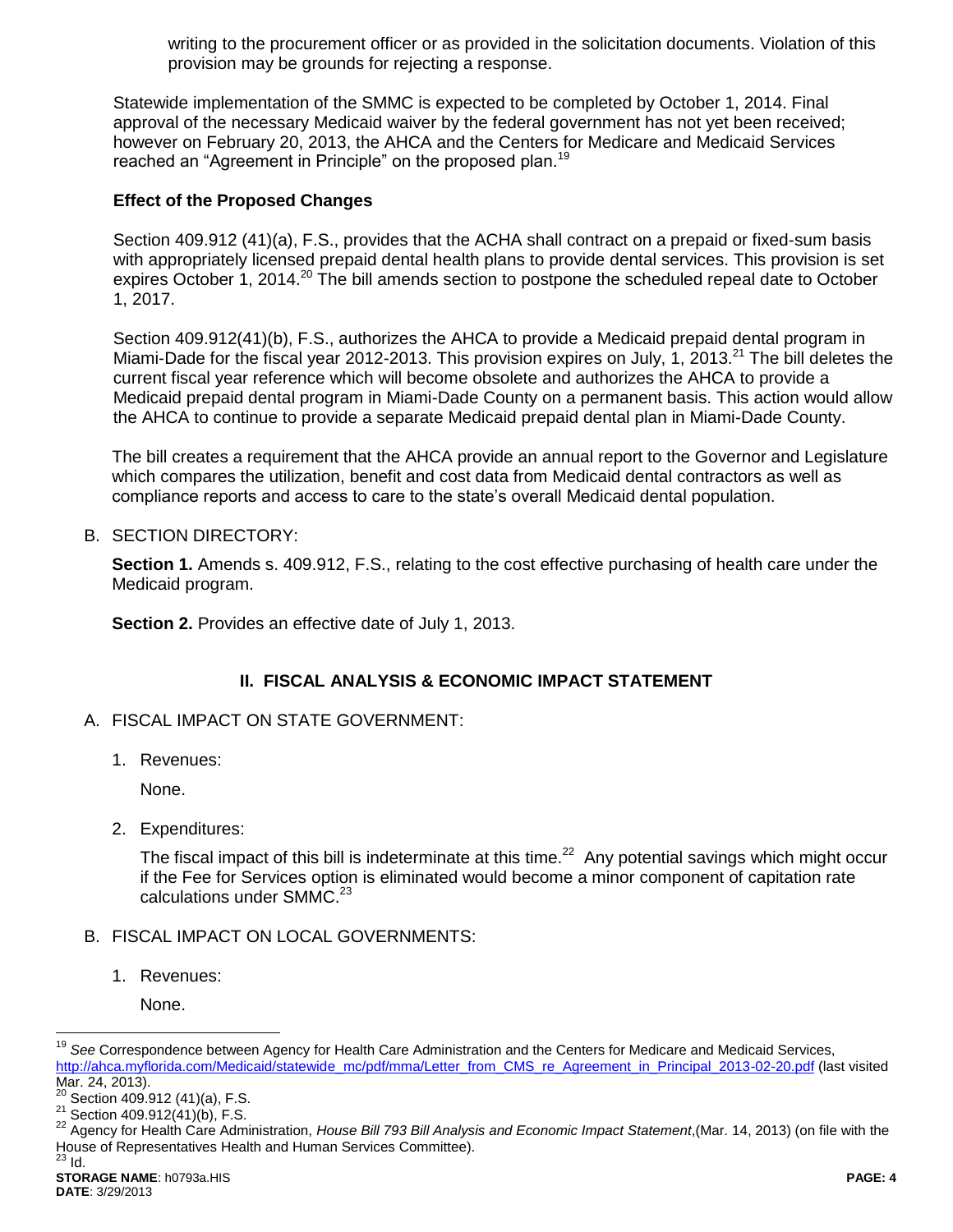writing to the procurement officer or as provided in the solicitation documents. Violation of this provision may be grounds for rejecting a response.

Statewide implementation of the SMMC is expected to be completed by October 1, 2014. Final approval of the necessary Medicaid waiver by the federal government has not yet been received; however on February 20, 2013, the AHCA and the Centers for Medicare and Medicaid Services reached an "Agreement in Principle" on the proposed plan.[19]

**Effect of the Proposed Changes**

Section 409.912 (41)(a), F.S., provides that the ACHA shall contract on a prepaid or fixed-sum basis with appropriately licensed prepaid dental health plans to provide dental services. This provision is set expires October 1, 2014.[20] The bill amends section to postpone the scheduled repeal date to October 1, 2017.

Section 409.912(41)(b), F.S., authorizes the AHCA to provide a Medicaid prepaid dental program in Miami-Dade for the fiscal year 2012-2013. This provision expires on July, 1, 2013.[21] The bill deletes the current fiscal year reference which will become obsolete and authorizes the AHCA to provide a Medicaid prepaid dental program in Miami-Dade County on a permanent basis. This action would allow the AHCA to continue to provide a separate Medicaid prepaid dental plan in Miami-Dade County.

The bill creates a requirement that the AHCA provide an annual report to the Governor and Legislature which compares the utilization, benefit and cost data from Medicaid dental contractors as well as compliance reports and access to care to the state's overall Medicaid dental population.

B. SECTION DIRECTORY:

**Section 1.** Amends s. 409.912, F.S., relating to the cost effective purchasing of health care under the Medicaid program.

**Section 2.** Provides an effective date of July 1, 2013.

## II. FISCAL ANALYSIS & ECONOMIC IMPACT STATEMENT

A. FISCAL IMPACT ON STATE GOVERNMENT:

1. Revenues:

   None.

2. Expenditures:

   The fiscal impact of this bill is indeterminate at this time.[22] Any potential savings which might occur if the Fee for Services option is eliminated would become a minor component of capitation rate calculations under SMMC.[23]

B. FISCAL IMPACT ON LOCAL GOVERNMENTS:

1. Revenues:

   None.

---

[19] *See* Correspondence between Agency for Health Care Administration and the Centers for Medicare and Medicaid Services, http://ahca.myflorida.com/Medicaid/statewide_mc/pdf/mma/Letter_from_CMS_re_Agreement_in_Principal_2013-02-20.pdf (last visited Mar. 24, 2013).

[20] Section 409.912 (41)(a), F.S.

[21] Section 409.912(41)(b), F.S.

[22] Agency for Health Care Administration, *House Bill 793 Bill Analysis and Economic Impact Statement*,(Mar. 14, 2013) (on file with the House of Representatives Health and Human Services Committee).

[23] Id.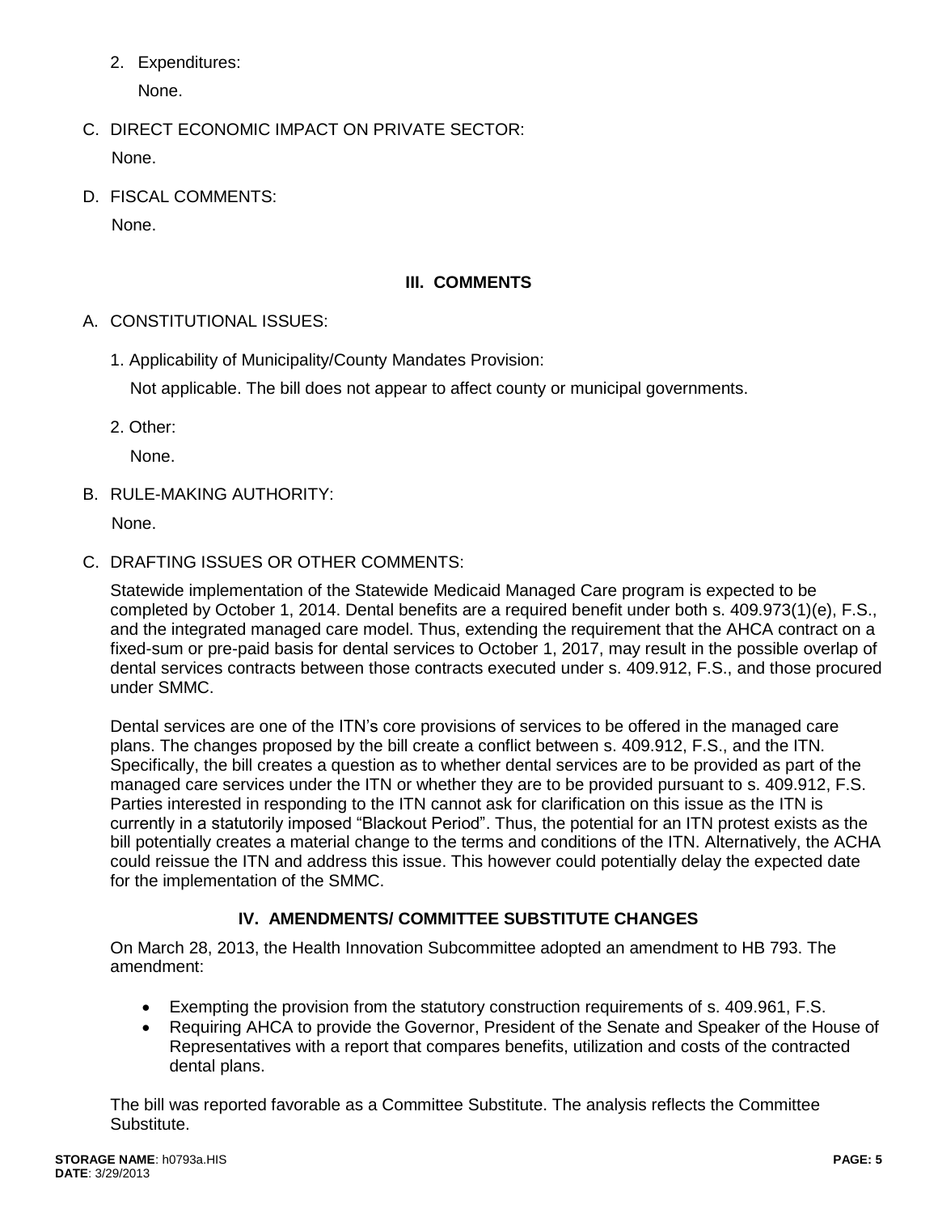2. Expenditures:

   None.

C. DIRECT ECONOMIC IMPACT ON PRIVATE SECTOR:

   None.

D. FISCAL COMMENTS:

   None.

## III. COMMENTS

A. CONSTITUTIONAL ISSUES:

   1. Applicability of Municipality/County Mandates Provision:

      Not applicable. The bill does not appear to affect county or municipal governments.

   2. Other:

      None.

B. RULE-MAKING AUTHORITY:

   None.

C. DRAFTING ISSUES OR OTHER COMMENTS:

   Statewide implementation of the Statewide Medicaid Managed Care program is expected to be completed by October 1, 2014. Dental benefits are a required benefit under both s. 409.973(1)(e), F.S., and the integrated managed care model. Thus, extending the requirement that the AHCA contract on a fixed-sum or pre-paid basis for dental services to October 1, 2017, may result in the possible overlap of dental services contracts between those contracts executed under s. 409.912, F.S., and those procured under SMMC.

   Dental services are one of the ITN's core provisions of services to be offered in the managed care plans. The changes proposed by the bill create a conflict between s. 409.912, F.S., and the ITN. Specifically, the bill creates a question as to whether dental services are to be provided as part of the managed care services under the ITN or whether they are to be provided pursuant to s. 409.912, F.S. Parties interested in responding to the ITN cannot ask for clarification on this issue as the ITN is currently in a statutorily imposed "Blackout Period". Thus, the potential for an ITN protest exists as the bill potentially creates a material change to the terms and conditions of the ITN. Alternatively, the ACHA could reissue the ITN and address this issue. This however could potentially delay the expected date for the implementation of the SMMC.

## IV. AMENDMENTS/ COMMITTEE SUBSTITUTE CHANGES

On March 28, 2013, the Health Innovation Subcommittee adopted an amendment to HB 793. The amendment:

- Exempting the provision from the statutory construction requirements of s. 409.961, F.S.
- Requiring AHCA to provide the Governor, President of the Senate and Speaker of the House of Representatives with a report that compares benefits, utilization and costs of the contracted dental plans.

The bill was reported favorable as a Committee Substitute. The analysis reflects the Committee Substitute.